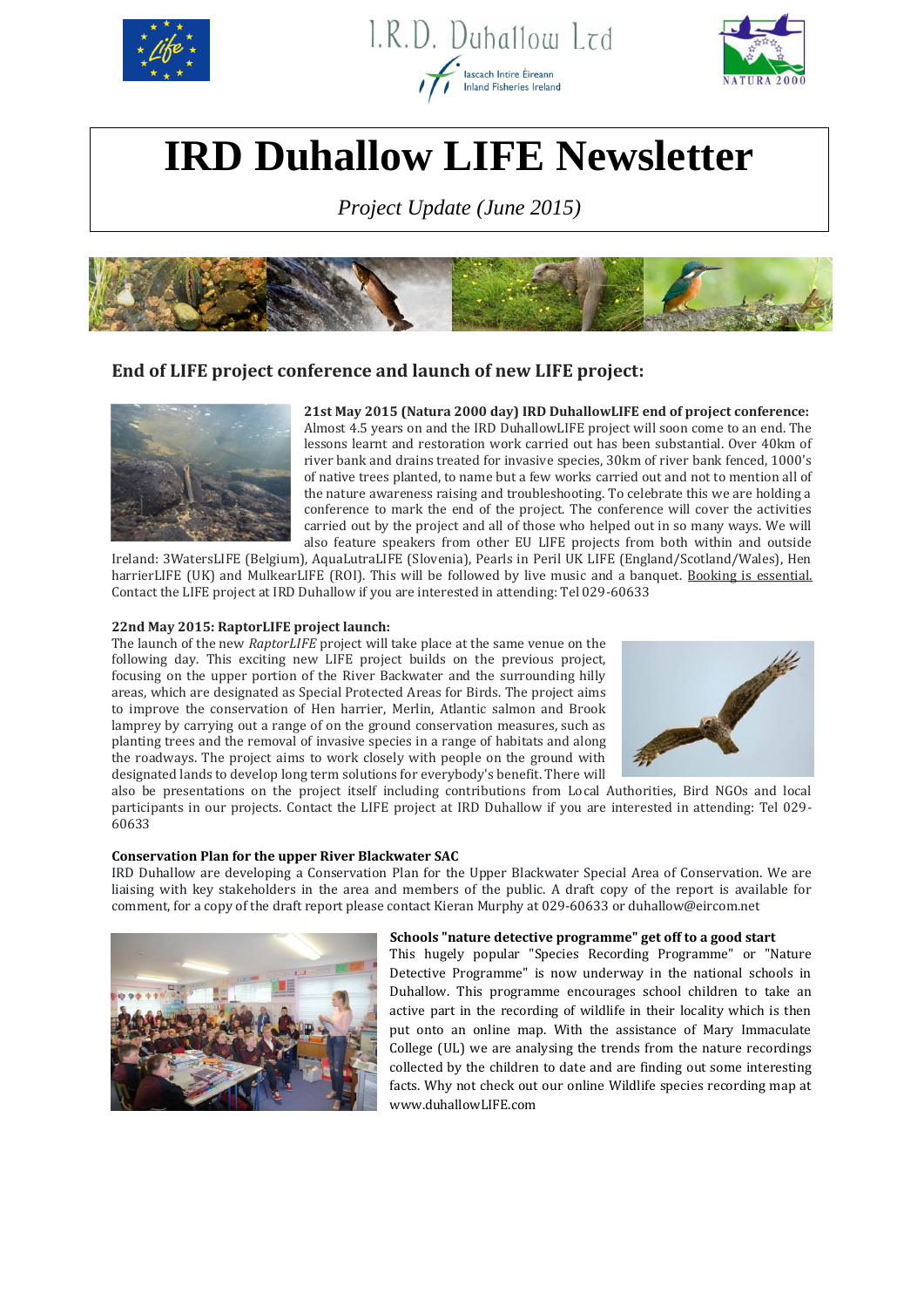# IRD Duhallow LIFE Newsletter

*Project Update (June 2015)*

## End of LIFE project conference and launch of new LIFE project:

**21st May 2015 (Natura 2000 day) IRD DuhallowLIFE end of project conference:** Almost 4.5 years on and the IRD DuhallowLIFE project will soon come to an end. The lessons learnt and restoration work carried out has been substantial. Over 40km of river bank and drains treated for invasive species, 30km of river bank fenced, 1000's of native trees planted, to name but a few works carried out and not to mention all of the nature awareness raising and troubleshooting. To celebrate this we are holding a conference to mark the end of the project. The conference will cover the activities carried out by the project and all of those who helped out in so many ways. We will also feature speakers from other EU LIFE projects from both within and outside Ireland: 3WatersLIFE (Belgium), AquaLutraLIFE (Slovenia), Pearls in Peril UK LIFE (England/Scotland/Wales), Hen harrierLIFE (UK) and MulkearLIFE (ROI). This will be followed by live music and a banquet. Booking is essential. Contact the LIFE project at IRD Duhallow if you are interested in attending: Tel 029-60633

**22nd May 2015: RaptorLIFE project launch:**
The launch of the new *RaptorLIFE* project will take place at the same venue on the following day. This exciting new LIFE project builds on the previous project, focusing on the upper portion of the River Backwater and the surrounding hilly areas, which are designated as Special Protected Areas for Birds. The project aims to improve the conservation of Hen harrier, Merlin, Atlantic salmon and Brook lamprey by carrying out a range of on the ground conservation measures, such as planting trees and the removal of invasive species in a range of habitats and along the roadways. The project aims to work closely with people on the ground with designated lands to develop long term solutions for everybody's benefit. There will also be presentations on the project itself including contributions from Local Authorities, Bird NGOs and local participants in our projects. Contact the LIFE project at IRD Duhallow if you are interested in attending: Tel 029-60633

**Conservation Plan for the upper River Blackwater SAC**
IRD Duhallow are developing a Conservation Plan for the Upper Blackwater Special Area of Conservation. We are liaising with key stakeholders in the area and members of the public. A draft copy of the report is available for comment, for a copy of the draft report please contact Kieran Murphy at 029-60633 or duhallow@eircom.net

**Schools "nature detective programme" get off to a good start**
This hugely popular "Species Recording Programme" or "Nature Detective Programme" is now underway in the national schools in Duhallow. This programme encourages school children to take an active part in the recording of wildlife in their locality which is then put onto an online map. With the assistance of Mary Immaculate College (UL) we are analysing the trends from the nature recordings collected by the children to date and are finding out some interesting facts. Why not check out our online Wildlife species recording map at www.duhallowLIFE.com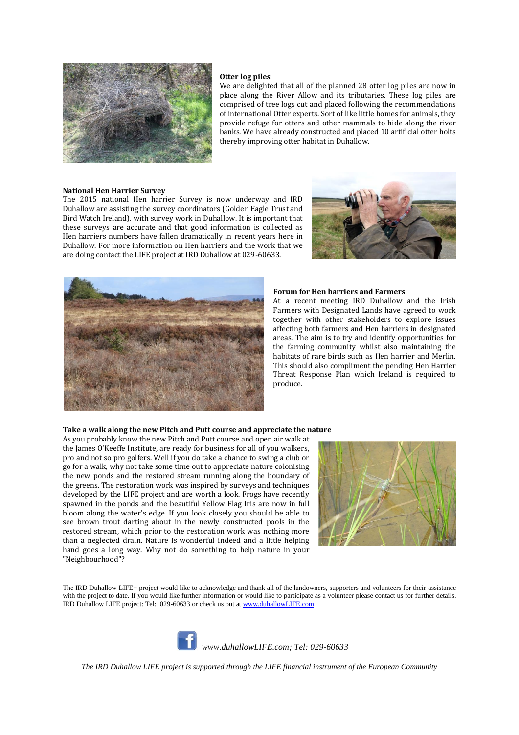### Otter log piles

We are delighted that all of the planned 28 otter log piles are now in place along the River Allow and its tributaries. These log piles are comprised of tree logs cut and placed following the recommendations of international Otter experts. Sort of like little homes for animals, they provide refuge for otters and other mammals to hide along the river banks. We have already constructed and placed 10 artificial otter holts thereby improving otter habitat in Duhallow.

### National Hen Harrier Survey

The 2015 national Hen harrier Survey is now underway and IRD Duhallow are assisting the survey coordinators (Golden Eagle Trust and Bird Watch Ireland), with survey work in Duhallow. It is important that these surveys are accurate and that good information is collected as Hen harriers numbers have fallen dramatically in recent years here in Duhallow. For more information on Hen harriers and the work that we are doing contact the LIFE project at IRD Duhallow at 029-60633.

### Forum for Hen harriers and Farmers

At a recent meeting IRD Duhallow and the Irish Farmers with Designated Lands have agreed to work together with other stakeholders to explore issues affecting both farmers and Hen harriers in designated areas. The aim is to try and identify opportunities for the farming community whilst also maintaining the habitats of rare birds such as Hen harrier and Merlin. This should also compliment the pending Hen Harrier Threat Response Plan which Ireland is required to produce.

### Take a walk along the new Pitch and Putt course and appreciate the nature

As you probably know the new Pitch and Putt course and open air walk at the James O'Keeffe Institute, are ready for business for all of you walkers, pro and not so pro golfers. Well if you do take a chance to swing a club or go for a walk, why not take some time out to appreciate nature colonising the new ponds and the restored stream running along the boundary of the greens. The restoration work was inspired by surveys and techniques developed by the LIFE project and are worth a look. Frogs have recently spawned in the ponds and the beautiful Yellow Flag Iris are now in full bloom along the water's edge. If you look closely you should be able to see brown trout darting about in the newly constructed pools in the restored stream, which prior to the restoration work was nothing more than a neglected drain. Nature is wonderful indeed and a little helping hand goes a long way. Why not do something to help nature in your "Neighbourhood"?

The IRD Duhallow LIFE+ project would like to acknowledge and thank all of the landowners, supporters and volunteers for their assistance with the project to date. If you would like further information or would like to participate as a volunteer please contact us for further details. IRD Duhallow LIFE project: Tel: 029-60633 or check us out at www.duhallowLIFE.com

*www.duhallowLIFE.com; Tel: 029-60633*

*The IRD Duhallow LIFE project is supported through the LIFE financial instrument of the European Community*